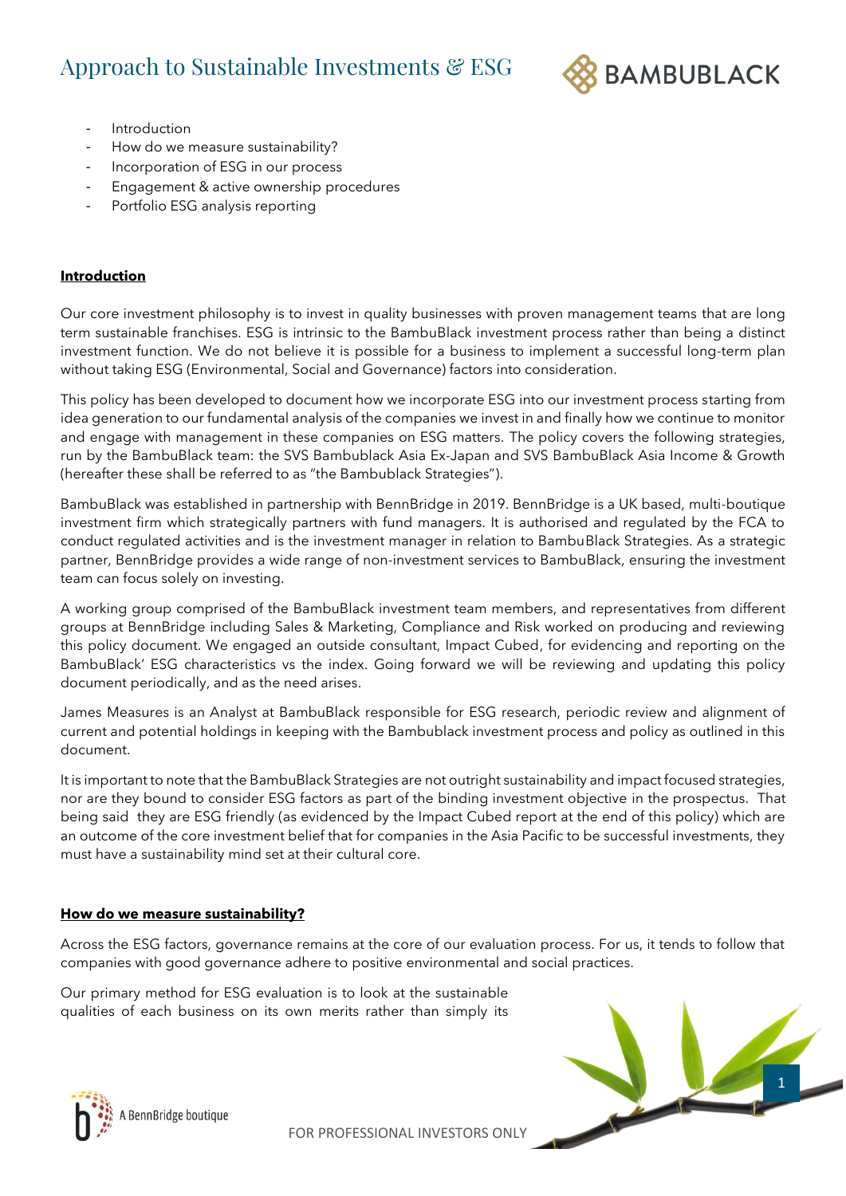# Approach to Sustainable Investments & ESG

- Introduction
- How do we measure sustainability?
- Incorporation of ESG in our process
- Engagement & active ownership procedures
- Portfolio ESG analysis reporting

## Introduction

Our core investment philosophy is to invest in quality businesses with proven management teams that are long term sustainable franchises. ESG is intrinsic to the BambuBlack investment process rather than being a distinct investment function. We do not believe it is possible for a business to implement a successful long-term plan without taking ESG (Environmental, Social and Governance) factors into consideration.

This policy has been developed to document how we incorporate ESG into our investment process starting from idea generation to our fundamental analysis of the companies we invest in and finally how we continue to monitor and engage with management in these companies on ESG matters. The policy covers the following strategies, run by the BambuBlack team: the SVS Bambublack Asia Ex-Japan and SVS BambuBlack Asia Income & Growth (hereafter these shall be referred to as "the Bambublack Strategies").

BambuBlack was established in partnership with BennBridge in 2019. BennBridge is a UK based, multi-boutique investment firm which strategically partners with fund managers. It is authorised and regulated by the FCA to conduct regulated activities and is the investment manager in relation to BambuBlack Strategies. As a strategic partner, BennBridge provides a wide range of non-investment services to BambuBlack, ensuring the investment team can focus solely on investing.

A working group comprised of the BambuBlack investment team members, and representatives from different groups at BennBridge including Sales & Marketing, Compliance and Risk worked on producing and reviewing this policy document. We engaged an outside consultant, Impact Cubed, for evidencing and reporting on the BambuBlack' ESG characteristics vs the index. Going forward we will be reviewing and updating this policy document periodically, and as the need arises.

James Measures is an Analyst at BambuBlack responsible for ESG research, periodic review and alignment of current and potential holdings in keeping with the Bambublack investment process and policy as outlined in this document.

It is important to note that the BambuBlack Strategies are not outright sustainability and impact focused strategies, nor are they bound to consider ESG factors as part of the binding investment objective in the prospectus. That being said they are ESG friendly (as evidenced by the Impact Cubed report at the end of this policy) which are an outcome of the core investment belief that for companies in the Asia Pacific to be successful investments, they must have a sustainability mind set at their cultural core.

## How do we measure sustainability?

Across the ESG factors, governance remains at the core of our evaluation process. For us, it tends to follow that companies with good governance adhere to positive environmental and social practices.

Our primary method for ESG evaluation is to look at the sustainable qualities of each business on its own merits rather than simply its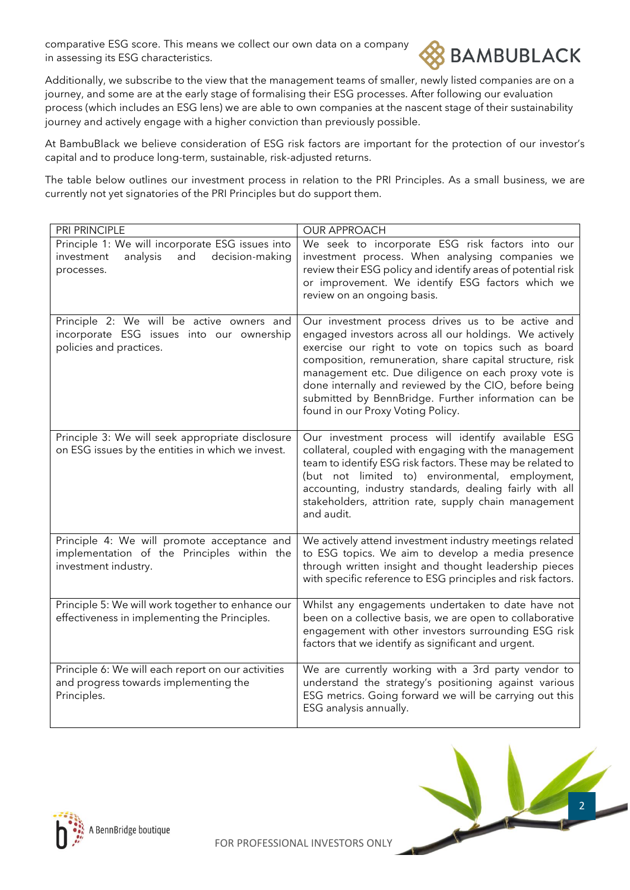comparative ESG score. This means we collect our own data on a company in assessing its ESG characteristics.

Additionally, we subscribe to the view that the management teams of smaller, newly listed companies are on a journey, and some are at the early stage of formalising their ESG processes. After following our evaluation process (which includes an ESG lens) we are able to own companies at the nascent stage of their sustainability journey and actively engage with a higher conviction than previously possible.

At BambuBlack we believe consideration of ESG risk factors are important for the protection of our investor's capital and to produce long-term, sustainable, risk-adjusted returns.

The table below outlines our investment process in relation to the PRI Principles. As a small business, we are currently not yet signatories of the PRI Principles but do support them.

| PRI PRINCIPLE | OUR APPROACH |
|---|---|
| Principle 1: We will incorporate ESG issues into investment analysis and decision-making processes. | We seek to incorporate ESG risk factors into our investment process. When analysing companies we review their ESG policy and identify areas of potential risk or improvement. We identify ESG factors which we review on an ongoing basis. |
| Principle 2: We will be active owners and incorporate ESG issues into our ownership policies and practices. | Our investment process drives us to be active and engaged investors across all our holdings. We actively exercise our right to vote on topics such as board composition, remuneration, share capital structure, risk management etc. Due diligence on each proxy vote is done internally and reviewed by the CIO, before being submitted by BennBridge. Further information can be found in our Proxy Voting Policy. |
| Principle 3: We will seek appropriate disclosure on ESG issues by the entities in which we invest. | Our investment process will identify available ESG collateral, coupled with engaging with the management team to identify ESG risk factors. These may be related to (but not limited to) environmental, employment, accounting, industry standards, dealing fairly with all stakeholders, attrition rate, supply chain management and audit. |
| Principle 4: We will promote acceptance and implementation of the Principles within the investment industry. | We actively attend investment industry meetings related to ESG topics. We aim to develop a media presence through written insight and thought leadership pieces with specific reference to ESG principles and risk factors. |
| Principle 5: We will work together to enhance our effectiveness in implementing the Principles. | Whilst any engagements undertaken to date have not been on a collective basis, we are open to collaborative engagement with other investors surrounding ESG risk factors that we identify as significant and urgent. |
| Principle 6: We will each report on our activities and progress towards implementing the Principles. | We are currently working with a 3rd party vendor to understand the strategy's positioning against various ESG metrics. Going forward we will be carrying out this ESG analysis annually. |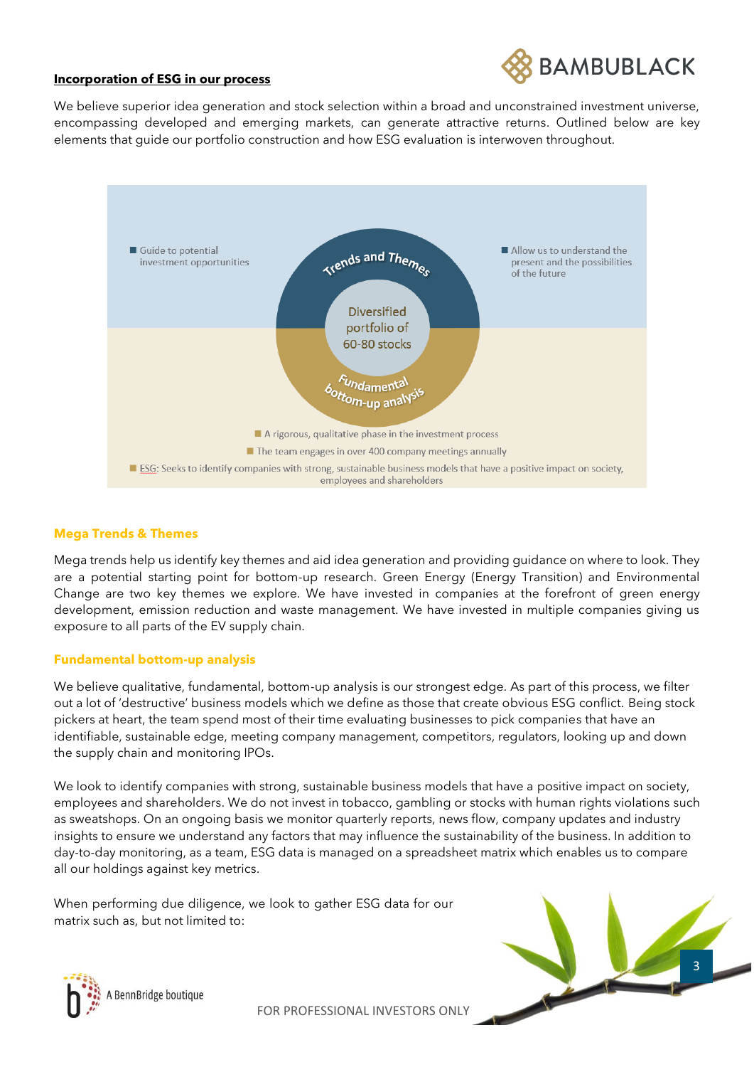**Incorporation of ESG in our process**

We believe superior idea generation and stock selection within a broad and unconstrained investment universe, encompassing developed and emerging markets, can generate attractive returns. Outlined below are key elements that guide our portfolio construction and how ESG evaluation is interwoven throughout.

- Guide to potential investment opportunities

Trends and Themes

- Allow us to understand the present and the possibilities of the future

Diversified portfolio of 60-80 stocks

Fundamental bottom-up analysis

- A rigorous, qualitative phase in the investment process
- The team engages in over 400 company meetings annually
- ESG: Seeks to identify companies with strong, sustainable business models that have a positive impact on society, employees and shareholders

## Mega Trends & Themes

Mega trends help us identify key themes and aid idea generation and providing guidance on where to look. They are a potential starting point for bottom-up research. Green Energy (Energy Transition) and Environmental Change are two key themes we explore. We have invested in companies at the forefront of green energy development, emission reduction and waste management. We have invested in multiple companies giving us exposure to all parts of the EV supply chain.

## Fundamental bottom-up analysis

We believe qualitative, fundamental, bottom-up analysis is our strongest edge. As part of this process, we filter out a lot of 'destructive' business models which we define as those that create obvious ESG conflict. Being stock pickers at heart, the team spend most of their time evaluating businesses to pick companies that have an identifiable, sustainable edge, meeting company management, competitors, regulators, looking up and down the supply chain and monitoring IPOs.

We look to identify companies with strong, sustainable business models that have a positive impact on society, employees and shareholders. We do not invest in tobacco, gambling or stocks with human rights violations such as sweatshops. On an ongoing basis we monitor quarterly reports, news flow, company updates and industry insights to ensure we understand any factors that may influence the sustainability of the business. In addition to day-to-day monitoring, as a team, ESG data is managed on a spreadsheet matrix which enables us to compare all our holdings against key metrics.

When performing due diligence, we look to gather ESG data for our matrix such as, but not limited to: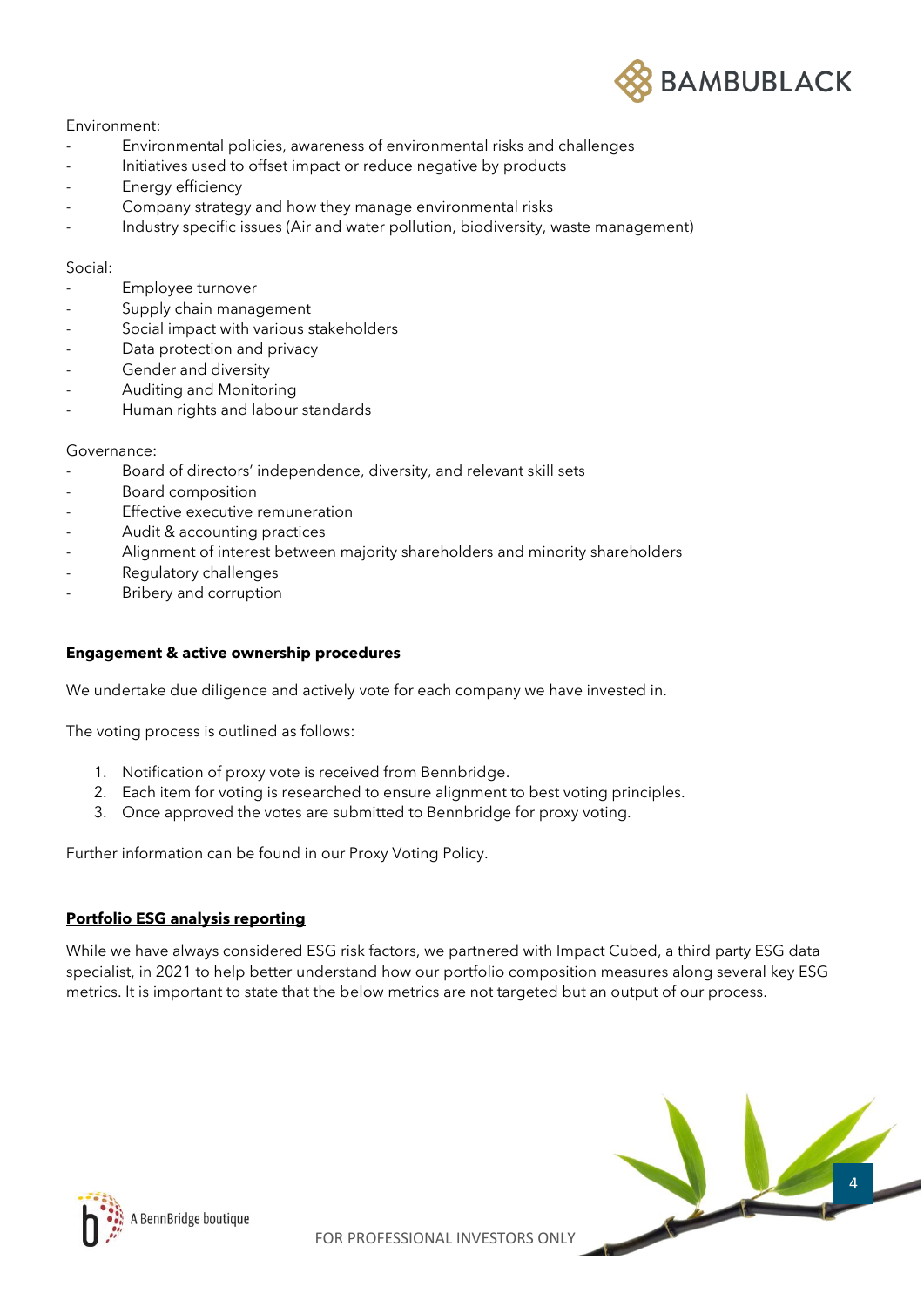Environment:

- Environmental policies, awareness of environmental risks and challenges
- Initiatives used to offset impact or reduce negative by products
- Energy efficiency
- Company strategy and how they manage environmental risks
- Industry specific issues (Air and water pollution, biodiversity, waste management)

Social:

- Employee turnover
- Supply chain management
- Social impact with various stakeholders
- Data protection and privacy
- Gender and diversity
- Auditing and Monitoring
- Human rights and labour standards

Governance:

- Board of directors' independence, diversity, and relevant skill sets
- Board composition
- Effective executive remuneration
- Audit & accounting practices
- Alignment of interest between majority shareholders and minority shareholders
- Regulatory challenges
- Bribery and corruption

## **Engagement & active ownership procedures**

We undertake due diligence and actively vote for each company we have invested in.

The voting process is outlined as follows:

1. Notification of proxy vote is received from Bennbridge.
2. Each item for voting is researched to ensure alignment to best voting principles.
3. Once approved the votes are submitted to Bennbridge for proxy voting.

Further information can be found in our Proxy Voting Policy.

## **Portfolio ESG analysis reporting**

While we have always considered ESG risk factors, we partnered with Impact Cubed, a third party ESG data specialist, in 2021 to help better understand how our portfolio composition measures along several key ESG metrics. It is important to state that the below metrics are not targeted but an output of our process.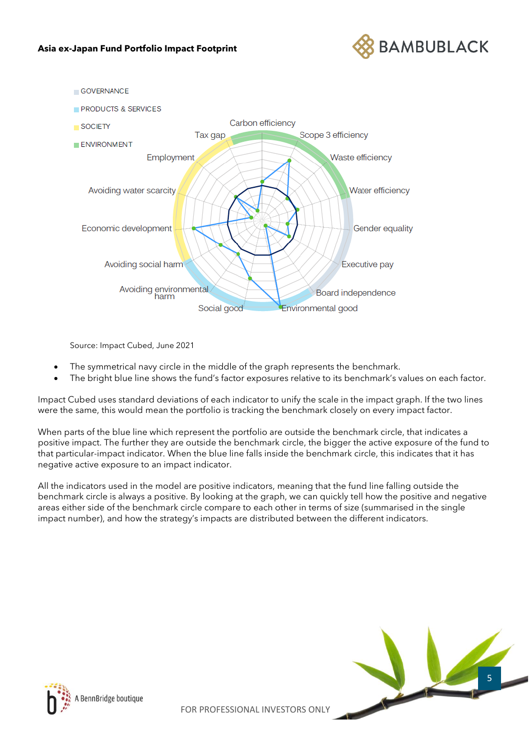**Asia ex-Japan Fund Portfolio Impact Footprint**

GOVERNANCE

PRODUCTS & SERVICES

SOCIETY

ENVIRONMENT

Carbon efficiency, Scope 3 efficiency, Waste efficiency, Water efficiency, Gender equality, Executive pay, Board independence, Environmental good, Social good, Avoiding environmental harm, Avoiding social harm, Economic development, Avoiding water scarcity, Employment, Tax gap

Source: Impact Cubed, June 2021

- The symmetrical navy circle in the middle of the graph represents the benchmark.
- The bright blue line shows the fund's factor exposures relative to its benchmark's values on each factor.

Impact Cubed uses standard deviations of each indicator to unify the scale in the impact graph. If the two lines were the same, this would mean the portfolio is tracking the benchmark closely on every impact factor.

When parts of the blue line which represent the portfolio are outside the benchmark circle, that indicates a positive impact. The further they are outside the benchmark circle, the bigger the active exposure of the fund to that particular-impact indicator. When the blue line falls inside the benchmark circle, this indicates that it has negative active exposure to an impact indicator.

All the indicators used in the model are positive indicators, meaning that the fund line falling outside the benchmark circle is always a positive. By looking at the graph, we can quickly tell how the positive and negative areas either side of the benchmark circle compare to each other in terms of size (summarised in the single impact number), and how the strategy's impacts are distributed between the different indicators.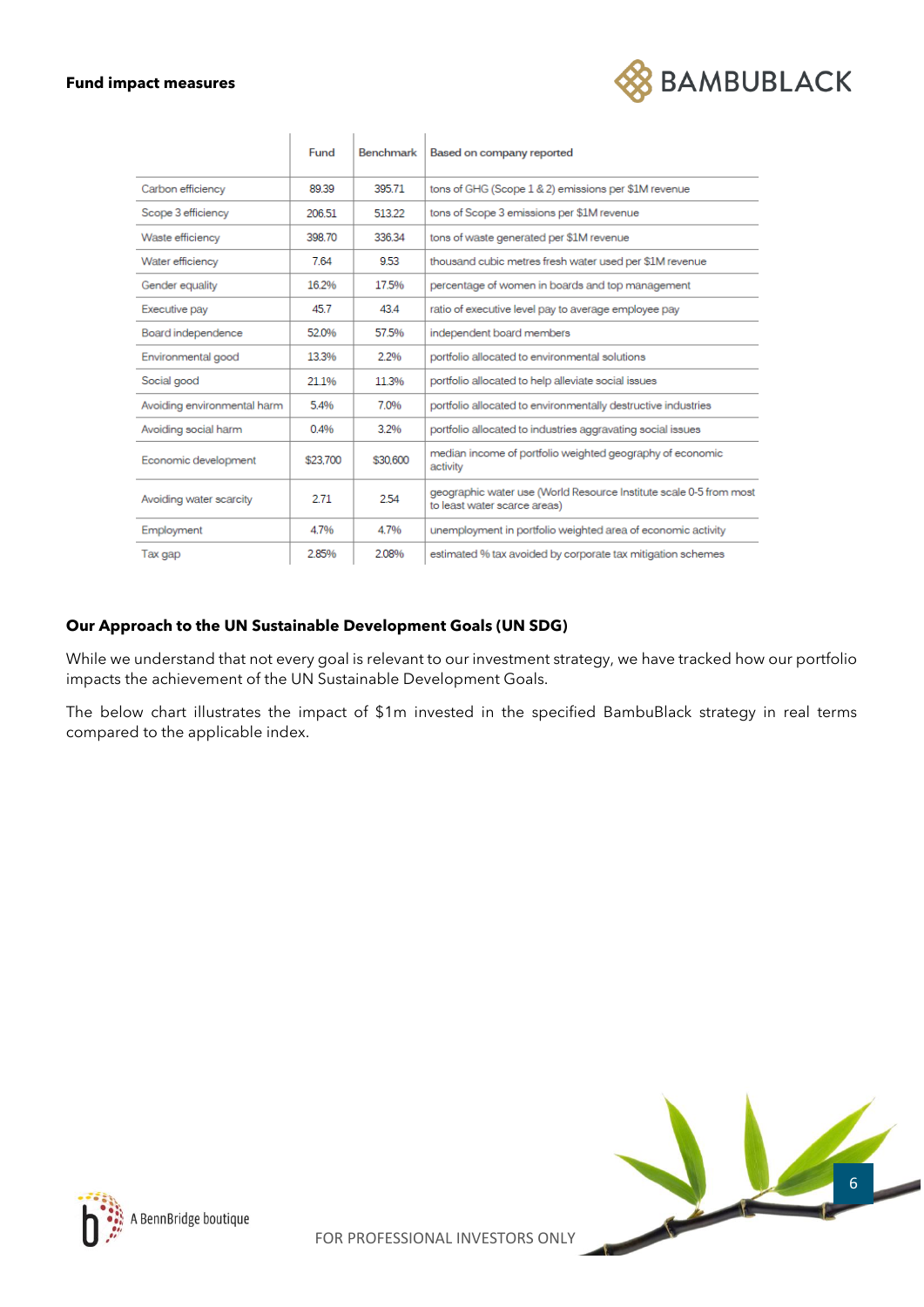**Fund impact measures**

| | Fund | Benchmark | Based on company reported |
|---|---|---|---|
| Carbon efficiency | 89.39 | 395.71 | tons of GHG (Scope 1 & 2) emissions per $1M revenue |
| Scope 3 efficiency | 206.51 | 513.22 | tons of Scope 3 emissions per $1M revenue |
| Waste efficiency | 398.70 | 336.34 | tons of waste generated per $1M revenue |
| Water efficiency | 7.64 | 9.53 | thousand cubic metres fresh water used per $1M revenue |
| Gender equality | 16.2% | 17.5% | percentage of women in boards and top management |
| Executive pay | 45.7 | 43.4 | ratio of executive level pay to average employee pay |
| Board independence | 52.0% | 57.5% | independent board members |
| Environmental good | 13.3% | 2.2% | portfolio allocated to environmental solutions |
| Social good | 21.1% | 11.3% | portfolio allocated to help alleviate social issues |
| Avoiding environmental harm | 5.4% | 7.0% | portfolio allocated to environmentally destructive industries |
| Avoiding social harm | 0.4% | 3.2% | portfolio allocated to industries aggravating social issues |
| Economic development | $23,700 | $30,600 | median income of portfolio weighted geography of economic activity |
| Avoiding water scarcity | 2.71 | 2.54 | geographic water use (World Resource Institute scale 0-5 from most to least water scarce areas) |
| Employment | 4.7% | 4.7% | unemployment in portfolio weighted area of economic activity |
| Tax gap | 2.85% | 2.08% | estimated % tax avoided by corporate tax mitigation schemes |

**Our Approach to the UN Sustainable Development Goals (UN SDG)**

While we understand that not every goal is relevant to our investment strategy, we have tracked how our portfolio impacts the achievement of the UN Sustainable Development Goals.

The below chart illustrates the impact of $1m invested in the specified BambuBlack strategy in real terms compared to the applicable index.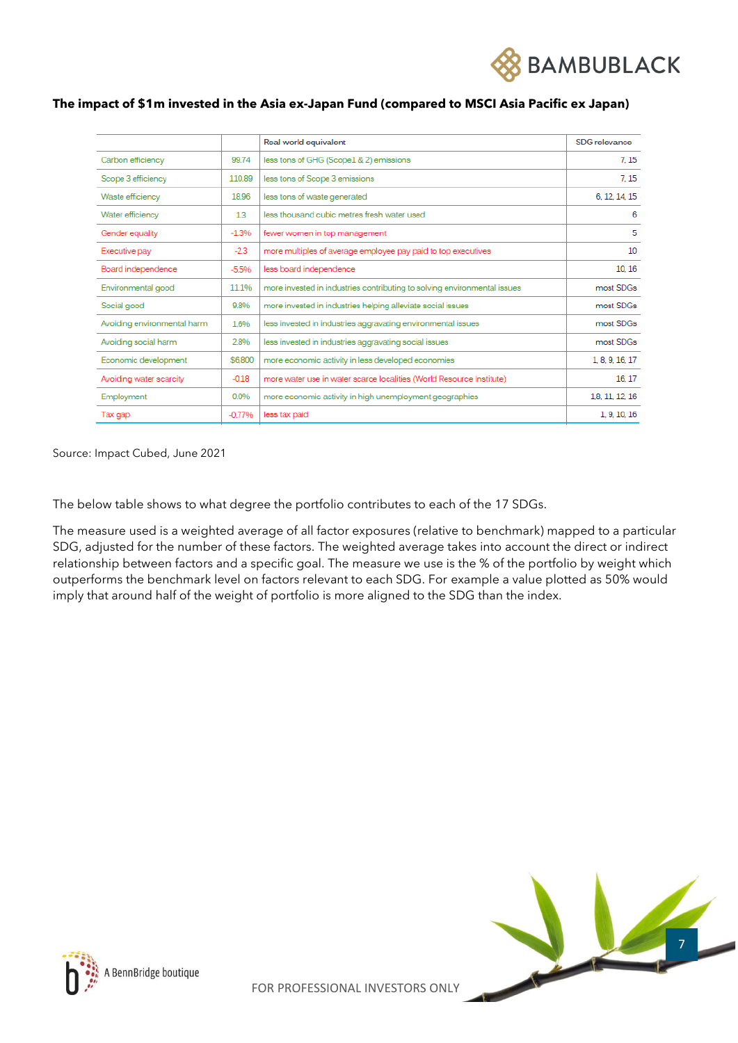**The impact of $1m invested in the Asia ex-Japan Fund (compared to MSCI Asia Pacific ex Japan)**

| | | Real world equivalent | SDG relevance |
|---|---|---|---|
| Carbon efficiency | 99.74 | less tons of GHG (Scope1 & 2) emissions | 7, 15 |
| Scope 3 efficiency | 110.89 | less tons of Scope 3 emissions | 7, 15 |
| Waste efficiency | 18.96 | less tons of waste generated | 6, 12, 14, 15 |
| Water efficiency | 1.3 | less thousand cubic metres fresh water used | 6 |
| Gender equality | -1.3% | fewer women in top management | 5 |
| Executive pay | -2.3 | more multiples of average employee pay paid to top executives | 10 |
| Board independence | -5.5% | less board independence | 10, 16 |
| Environmental good | 11.1% | more invested in industries contributing to solving environmental issues | most SDGs |
| Social good | 9.8% | more invested in industries helping alleviate social issues | most SDGs |
| Avoiding environmental harm | 1.6% | less invested in industries aggravating environmental issues | most SDGs |
| Avoiding social harm | 2.8% | less invested in industries aggravating social issues | most SDGs |
| Economic development | $6800 | more economic activity in less developed economies | 1, 8, 9, 16, 17 |
| Avoiding water scarcity | -0.18 | more water use in water scarce localities (World Resource Institute) | 16, 17 |
| Employment | 0.0% | more economic activity in high unemployment geographies | 1,8, 11, 12, 16 |
| Tax gap | -0.77% | less tax paid | 1, 9, 10, 16 |

Source: Impact Cubed, June 2021

The below table shows to what degree the portfolio contributes to each of the 17 SDGs.

The measure used is a weighted average of all factor exposures (relative to benchmark) mapped to a particular SDG, adjusted for the number of these factors. The weighted average takes into account the direct or indirect relationship between factors and a specific goal. The measure we use is the % of the portfolio by weight which outperforms the benchmark level on factors relevant to each SDG. For example a value plotted as 50% would imply that around half of the weight of portfolio is more aligned to the SDG than the index.

A BennBridge boutique

FOR PROFESSIONAL INVESTORS ONLY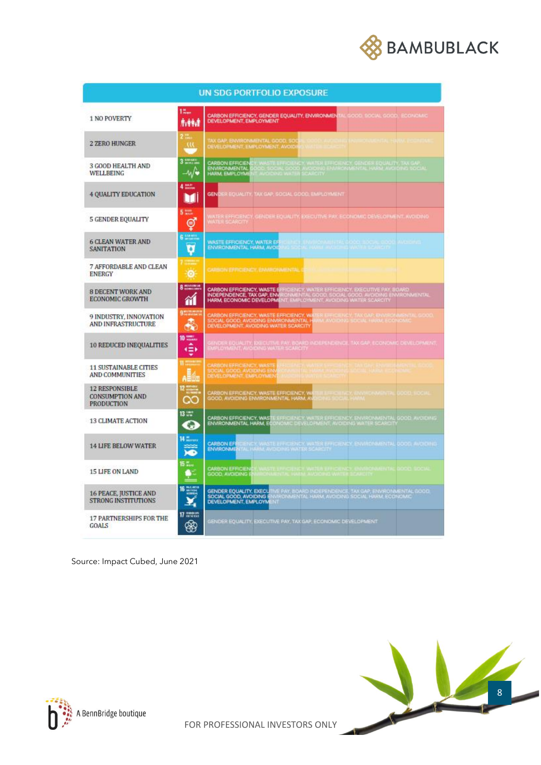## UN SDG PORTFOLIO EXPOSURE

| SDG | Exposure |
|---|---|
| 1 NO POVERTY | CARBON EFFICIENCY, GENDER EQUALITY, ENVIRONMENTAL GOOD, SOCIAL GOOD, ECONOMIC DEVELOPMENT, EMPLOYMENT |
| 2 ZERO HUNGER | TAX GAP, ENVIRONMENTAL GOOD, SOCIAL GOOD, AVOIDING ENVIRONMENTAL HARM, ECONOMIC DEVELOPMENT, EMPLOYMENT, AVOIDING WATER SCARCITY |
| 3 GOOD HEALTH AND WELLBEING | CARBON EFFICIENCY, WASTE EFFICIENCY, WATER EFFICIENCY, GENDER EQUALITY, TAX GAP, ENVIRONMENTAL GOOD, SOCIAL GOOD, AVOIDING ENVIRONMENTAL HARM, AVOIDING SOCIAL HARM, EMPLOYMENT, AVOIDING WATER SCARCITY |
| 4 QUALITY EDUCATION | GENDER EQUALITY, TAX GAP, SOCIAL GOOD, EMPLOYMENT |
| 5 GENDER EQUALITY | WATER EFFICIENCY, GENDER EQUALITY, EXECUTIVE PAY, ECONOMIC DEVELOPMENT, AVOIDING WATER SCARCITY |
| 6 CLEAN WATER AND SANITATION | WASTE EFFICIENCY, WATER EFFICIENCY, ENVIRONMENTAL GOOD, SOCIAL GOOD, AVOIDING ENVIRONMENTAL HARM, AVOIDING SOCIAL HARM, AVOIDING WATER SCARCITY |
| 7 AFFORDABLE AND CLEAN ENERGY | CARBON EFFICIENCY, ENVIRONMENTAL GOOD, AVOIDING ENVIRONMENTAL HARM |
| 8 DECENT WORK AND ECONOMIC GROWTH | CARBON EFFICIENCY, WASTE EFFICIENCY, WATER EFFICIENCY, EXECUTIVE PAY, BOARD INDEPENDENCE, TAX GAP, ENVIRONMENTAL GOOD, SOCIAL GOOD, AVOIDING ENVIRONMENTAL HARM, ECONOMIC DEVELOPMENT, EMPLOYMENT, AVOIDING WATER SCARCITY |
| 9 INDUSTRY, INNOVATION AND INFRASTRUCTURE | CARBON EFFICIENCY, WASTE EFFICIENCY, WATER EFFICIENCY, TAX GAP, ENVIRONMENTAL GOOD, SOCIAL GOOD, AVOIDING ENVIRONMENTAL HARM, AVOIDING SOCIAL HARM, ECONOMIC DEVELOPMENT, AVOIDING WATER SCARCITY |
| 10 REDUCED INEQUALITIES | GENDER EQUALITY, EXECUTIVE PAY, BOARD INDEPENDENCE, TAX GAP, ECONOMIC DEVELOPMENT, EMPLOYMENT, AVOIDING WATER SCARCITY |
| 11 SUSTAINABLE CITIES AND COMMUNITIES | CARBON EFFICIENCY, WASTE EFFICIENCY, WATER EFFICIENCY, TAX GAP, ENVIRONMENTAL GOOD, SOCIAL GOOD, AVOIDING ENVIRONMENTAL HARM, AVOIDING SOCIAL HARM, ECONOMIC DEVELOPMENT, EMPLOYMENT, AVOIDING WATER SCARCITY |
| 12 RESPONSIBLE CONSUMPTION AND PRODUCTION | CARBON EFFICIENCY, WASTE EFFICIENCY, WATER EFFICIENCY, ENVIRONMENTAL GOOD, SOCIAL GOOD, AVOIDING ENVIRONMENTAL HARM, AVOIDING SOCIAL HARM |
| 13 CLIMATE ACTION | CARBON EFFICIENCY, WASTE EFFICIENCY, WATER EFFICIENCY, ENVIRONMENTAL GOOD, AVOIDING ENVIRONMENTAL HARM, ECONOMIC DEVELOPMENT, AVOIDING WATER SCARCITY |
| 14 LIFE BELOW WATER | CARBON EFFICIENCY, WASTE EFFICIENCY, WATER EFFICIENCY, ENVIRONMENTAL GOOD, AVOIDING ENVIRONMENTAL HARM, AVOIDING WATER SCARCITY |
| 15 LIFE ON LAND | CARBON EFFICIENCY, WASTE EFFICIENCY, WATER EFFICIENCY, ENVIRONMENTAL GOOD, SOCIAL GOOD, AVOIDING ENVIRONMENTAL HARM, AVOIDING WATER SCARCITY |
| 16 PEACE, JUSTICE AND STRONG INSTITUTIONS | GENDER EQUALITY, EXECUTIVE PAY, BOARD INDEPENDENCE, TAX GAP, ENVIRONMENTAL GOOD, SOCIAL GOOD, AVOIDING ENVIRONMENTAL HARM, AVOIDING SOCIAL HARM, ECONOMIC DEVELOPMENT, EMPLOYMENT |
| 17 PARTNERSHIPS FOR THE GOALS | GENDER EQUALITY, EXECUTIVE PAY, TAX GAP, ECONOMIC DEVELOPMENT |

Source: Impact Cubed, June 2021

A BennBridge boutique

FOR PROFESSIONAL INVESTORS ONLY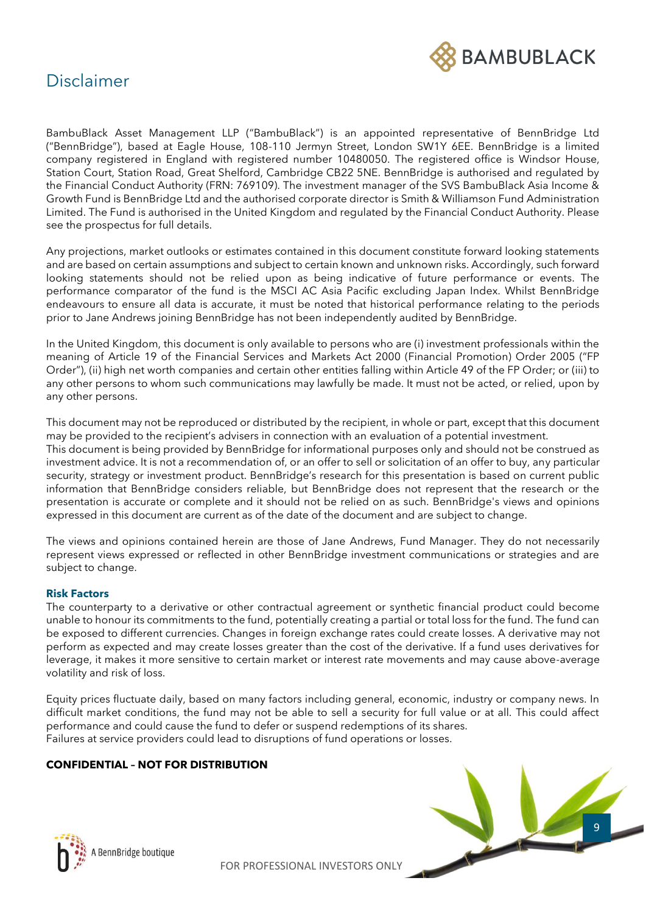# Disclaimer

BambuBlack Asset Management LLP ("BambuBlack") is an appointed representative of BennBridge Ltd ("BennBridge"), based at Eagle House, 108-110 Jermyn Street, London SW1Y 6EE. BennBridge is a limited company registered in England with registered number 10480050. The registered office is Windsor House, Station Court, Station Road, Great Shelford, Cambridge CB22 5NE. BennBridge is authorised and regulated by the Financial Conduct Authority (FRN: 769109). The investment manager of the SVS BambuBlack Asia Income & Growth Fund is BennBridge Ltd and the authorised corporate director is Smith & Williamson Fund Administration Limited. The Fund is authorised in the United Kingdom and regulated by the Financial Conduct Authority. Please see the prospectus for full details.

Any projections, market outlooks or estimates contained in this document constitute forward looking statements and are based on certain assumptions and subject to certain known and unknown risks. Accordingly, such forward looking statements should not be relied upon as being indicative of future performance or events. The performance comparator of the fund is the MSCI AC Asia Pacific excluding Japan Index. Whilst BennBridge endeavours to ensure all data is accurate, it must be noted that historical performance relating to the periods prior to Jane Andrews joining BennBridge has not been independently audited by BennBridge.

In the United Kingdom, this document is only available to persons who are (i) investment professionals within the meaning of Article 19 of the Financial Services and Markets Act 2000 (Financial Promotion) Order 2005 ("FP Order"), (ii) high net worth companies and certain other entities falling within Article 49 of the FP Order; or (iii) to any other persons to whom such communications may lawfully be made. It must not be acted, or relied, upon by any other persons.

This document may not be reproduced or distributed by the recipient, in whole or part, except that this document may be provided to the recipient's advisers in connection with an evaluation of a potential investment.
This document is being provided by BennBridge for informational purposes only and should not be construed as investment advice. It is not a recommendation of, or an offer to sell or solicitation of an offer to buy, any particular security, strategy or investment product. BennBridge's research for this presentation is based on current public information that BennBridge considers reliable, but BennBridge does not represent that the research or the presentation is accurate or complete and it should not be relied on as such. BennBridge's views and opinions expressed in this document are current as of the date of the document and are subject to change.

The views and opinions contained herein are those of Jane Andrews, Fund Manager. They do not necessarily represent views expressed or reflected in other BennBridge investment communications or strategies and are subject to change.

**Risk Factors**

The counterparty to a derivative or other contractual agreement or synthetic financial product could become unable to honour its commitments to the fund, potentially creating a partial or total loss for the fund. The fund can be exposed to different currencies. Changes in foreign exchange rates could create losses. A derivative may not perform as expected and may create losses greater than the cost of the derivative. If a fund uses derivatives for leverage, it makes it more sensitive to certain market or interest rate movements and may cause above-average volatility and risk of loss.

Equity prices fluctuate daily, based on many factors including general, economic, industry or company news. In difficult market conditions, the fund may not be able to sell a security for full value or at all. This could affect performance and could cause the fund to defer or suspend redemptions of its shares.
Failures at service providers could lead to disruptions of fund operations or losses.

**CONFIDENTIAL – NOT FOR DISTRIBUTION**

A BennBridge boutique

FOR PROFESSIONAL INVESTORS ONLY